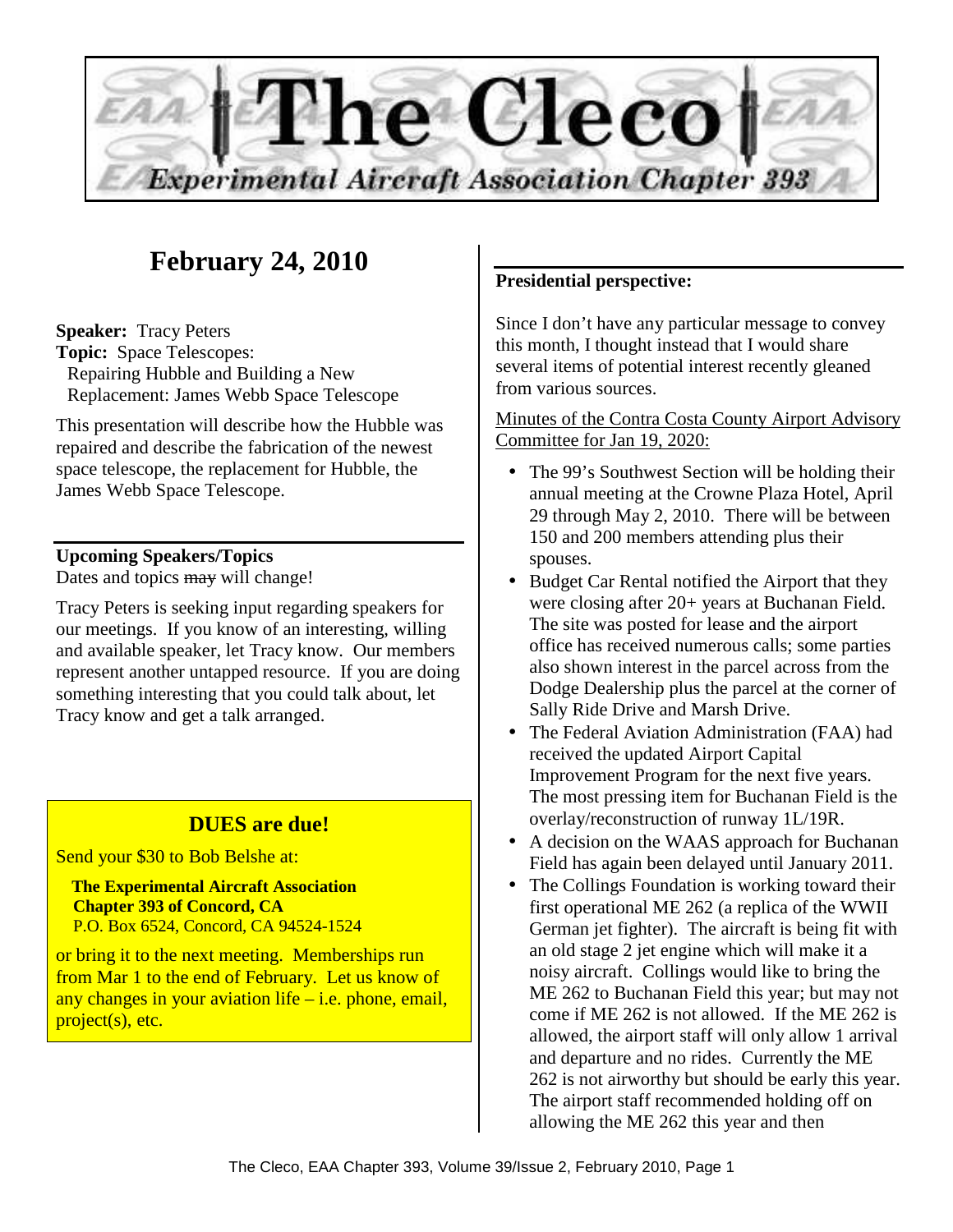# The Cleco

*Experimental Aircraft Association Chapter 393*

## February 24, 2010

**Speaker:** Tracy Peters
**Topic:** Space Telescopes:
Repairing Hubble and Building a New
Replacement: James Webb Space Telescope

This presentation will describe how the Hubble was repaired and describe the fabrication of the newest space telescope, the replacement for Hubble, the James Webb Space Telescope.

**Upcoming Speakers/Topics**
Dates and topics ~~may~~ will change!

Tracy Peters is seeking input regarding speakers for our meetings. If you know of an interesting, willing and available speaker, let Tracy know. Our members represent another untapped resource. If you are doing something interesting that you could talk about, let Tracy know and get a talk arranged.

### DUES are due!

Send your $30 to Bob Belshe at:

**The Experimental Aircraft Association**
**Chapter 393 of Concord, CA**
P.O. Box 6524, Concord, CA 94524-1524

or bring it to the next meeting. Memberships run from Mar 1 to the end of February. Let us know of any changes in your aviation life – i.e. phone, email, project(s), etc.

**Presidential perspective:**

Since I don't have any particular message to convey this month, I thought instead that I would share several items of potential interest recently gleaned from various sources.

Minutes of the Contra Costa County Airport Advisory Committee for Jan 19, 2020:

- The 99's Southwest Section will be holding their annual meeting at the Crowne Plaza Hotel, April 29 through May 2, 2010. There will be between 150 and 200 members attending plus their spouses.
- Budget Car Rental notified the Airport that they were closing after 20+ years at Buchanan Field. The site was posted for lease and the airport office has received numerous calls; some parties also shown interest in the parcel across from the Dodge Dealership plus the parcel at the corner of Sally Ride Drive and Marsh Drive.
- The Federal Aviation Administration (FAA) had received the updated Airport Capital Improvement Program for the next five years. The most pressing item for Buchanan Field is the overlay/reconstruction of runway 1L/19R.
- A decision on the WAAS approach for Buchanan Field has again been delayed until January 2011.
- The Collings Foundation is working toward their first operational ME 262 (a replica of the WWII German jet fighter). The aircraft is being fit with an old stage 2 jet engine which will make it a noisy aircraft. Collings would like to bring the ME 262 to Buchanan Field this year; but may not come if ME 262 is not allowed. If the ME 262 is allowed, the airport staff will only allow 1 arrival and departure and no rides. Currently the ME 262 is not airworthy but should be early this year. The airport staff recommended holding off on allowing the ME 262 this year and then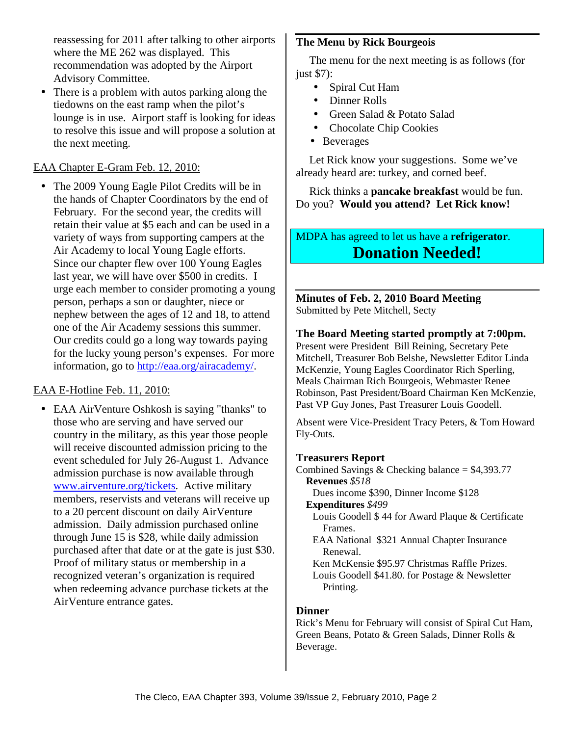reassessing for 2011 after talking to other airports where the ME 262 was displayed. This recommendation was adopted by the Airport Advisory Committee.

- There is a problem with autos parking along the tiedowns on the east ramp when the pilot's lounge is in use. Airport staff is looking for ideas to resolve this issue and will propose a solution at the next meeting.

EAA Chapter E-Gram Feb. 12, 2010:

- The 2009 Young Eagle Pilot Credits will be in the hands of Chapter Coordinators by the end of February. For the second year, the credits will retain their value at $5 each and can be used in a variety of ways from supporting campers at the Air Academy to local Young Eagle efforts. Since our chapter flew over 100 Young Eagles last year, we will have over $500 in credits. I urge each member to consider promoting a young person, perhaps a son or daughter, niece or nephew between the ages of 12 and 18, to attend one of the Air Academy sessions this summer. Our credits could go a long way towards paying for the lucky young person's expenses. For more information, go to http://eaa.org/airacademy/.

EAA E-Hotline Feb. 11, 2010:

- EAA AirVenture Oshkosh is saying "thanks" to those who are serving and have served our country in the military, as this year those people will receive discounted admission pricing to the event scheduled for July 26-August 1. Advance admission purchase is now available through www.airventure.org/tickets. Active military members, reservists and veterans will receive up to a 20 percent discount on daily AirVenture admission. Daily admission purchased online through June 15 is $28, while daily admission purchased after that date or at the gate is just $30. Proof of military status or membership in a recognized veteran's organization is required when redeeming advance purchase tickets at the AirVenture entrance gates.

## The Menu by Rick Bourgeois

The menu for the next meeting is as follows (for just $7):

- Spiral Cut Ham
- Dinner Rolls
- Green Salad & Potato Salad
- Chocolate Chip Cookies
- Beverages

Let Rick know your suggestions. Some we've already heard are: turkey, and corned beef.

Rick thinks a **pancake breakfast** would be fun. Do you? **Would you attend? Let Rick know!**

MDPA has agreed to let us have a **refrigerator**.

**Donation Needed!**

## Minutes of Feb. 2, 2010 Board Meeting

Submitted by Pete Mitchell, Secty

**The Board Meeting started promptly at 7:00pm.**

Present were President Bill Reining, Secretary Pete Mitchell, Treasurer Bob Belshe, Newsletter Editor Linda McKenzie, Young Eagles Coordinator Rich Sperling, Meals Chairman Rich Bourgeois, Webmaster Renee Robinson, Past President/Board Chairman Ken McKenzie, Past VP Guy Jones, Past Treasurer Louis Goodell.

Absent were Vice-President Tracy Peters, & Tom Howard Fly-Outs.

**Treasurers Report**

Combined Savings & Checking balance = $4,393.77

**Revenues** *$518*

Dues income $390, Dinner Income $128

**Expenditures** *$499*

Louis Goodell $ 44 for Award Plaque & Certificate Frames.

EAA National $321 Annual Chapter Insurance Renewal.

Ken McKensie $95.97 Christmas Raffle Prizes.

Louis Goodell $41.80. for Postage & Newsletter Printing.

**Dinner**

Rick's Menu for February will consist of Spiral Cut Ham, Green Beans, Potato & Green Salads, Dinner Rolls & Beverage.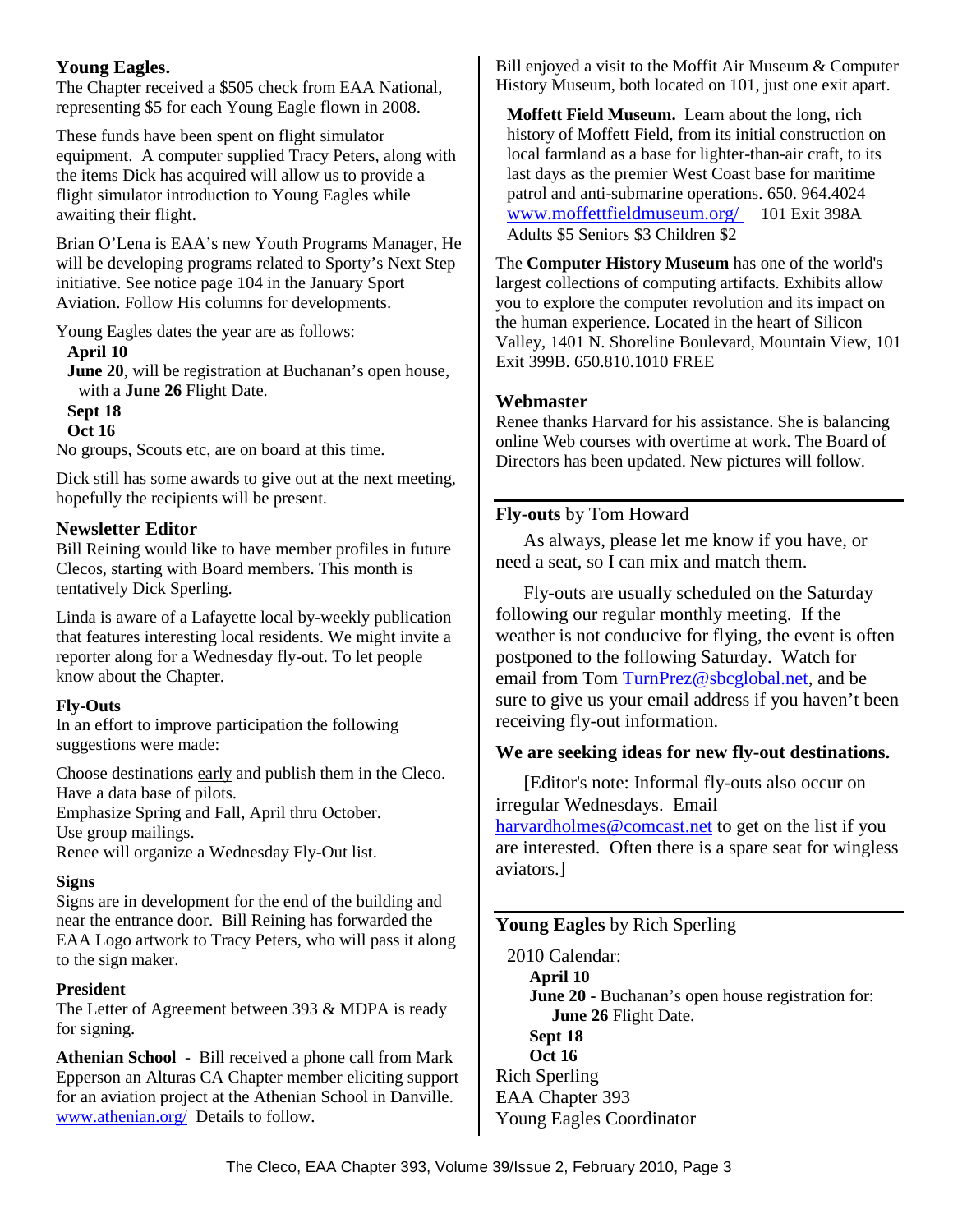## Young Eagles.

The Chapter received a $505 check from EAA National, representing $5 for each Young Eagle flown in 2008.

These funds have been spent on flight simulator equipment. A computer supplied Tracy Peters, along with the items Dick has acquired will allow us to provide a flight simulator introduction to Young Eagles while awaiting their flight.

Brian O'Lena is EAA's new Youth Programs Manager, He will be developing programs related to Sporty's Next Step initiative. See notice page 104 in the January Sport Aviation. Follow His columns for developments.

Young Eagles dates the year are as follows:

- **April 10**
- **June 20**, will be registration at Buchanan's open house, with a **June 26** Flight Date.
- **Sept 18**
- **Oct 16**

No groups, Scouts etc, are on board at this time.

Dick still has some awards to give out at the next meeting, hopefully the recipients will be present.

### Newsletter Editor

Bill Reining would like to have member profiles in future Clecos, starting with Board members. This month is tentatively Dick Sperling.

Linda is aware of a Lafayette local by-weekly publication that features interesting local residents. We might invite a reporter along for a Wednesday fly-out. To let people know about the Chapter.

### Fly-Outs

In an effort to improve participation the following suggestions were made:

Choose destinations early and publish them in the Cleco.
Have a data base of pilots.
Emphasize Spring and Fall, April thru October.
Use group mailings.
Renee will organize a Wednesday Fly-Out list.

### Signs

Signs are in development for the end of the building and near the entrance door. Bill Reining has forwarded the EAA Logo artwork to Tracy Peters, who will pass it along to the sign maker.

### President

The Letter of Agreement between 393 & MDPA is ready for signing.

**Athenian School** - Bill received a phone call from Mark Epperson an Alturas CA Chapter member eliciting support for an aviation project at the Athenian School in Danville. www.athenian.org/ Details to follow.

Bill enjoyed a visit to the Moffit Air Museum & Computer History Museum, both located on 101, just one exit apart.

**Moffett Field Museum.** Learn about the long, rich history of Moffett Field, from its initial construction on local farmland as a base for lighter-than-air craft, to its last days as the premier West Coast base for maritime patrol and anti-submarine operations. 650. 964.4024 www.moffettfieldmuseum.org/ 101 Exit 398A Adults $5 Seniors $3 Children $2

The **Computer History Museum** has one of the world's largest collections of computing artifacts. Exhibits allow you to explore the computer revolution and its impact on the human experience. Located in the heart of Silicon Valley, 1401 N. Shoreline Boulevard, Mountain View, 101 Exit 399B. 650.810.1010 FREE

### Webmaster

Renee thanks Harvard for his assistance. She is balancing online Web courses with overtime at work. The Board of Directors has been updated. New pictures will follow.

---

## Fly-outs by Tom Howard

As always, please let me know if you have, or need a seat, so I can mix and match them.

Fly-outs are usually scheduled on the Saturday following our regular monthly meeting. If the weather is not conducive for flying, the event is often postponed to the following Saturday. Watch for email from Tom TurnPrez@sbcglobal.net, and be sure to give us your email address if you haven't been receiving fly-out information.

**We are seeking ideas for new fly-out destinations.**

[Editor's note: Informal fly-outs also occur on irregular Wednesdays. Email harvardholmes@comcast.net to get on the list if you are interested. Often there is a spare seat for wingless aviators.]

---

## Young Eagles by Rich Sperling

2010 Calendar:

- **April 10**
- **June 20** - Buchanan's open house registration for: **June 26** Flight Date.
- **Sept 18**
- **Oct 16**

Rich Sperling
EAA Chapter 393
Young Eagles Coordinator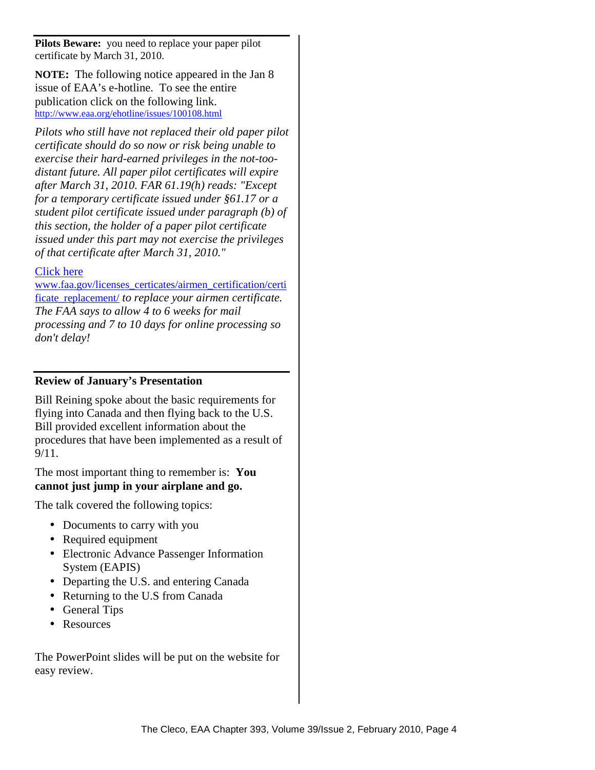**Pilots Beware:** you need to replace your paper pilot certificate by March 31, 2010.

**NOTE:** The following notice appeared in the Jan 8 issue of EAA's e-hotline. To see the entire publication click on the following link. http://www.eaa.org/ehotline/issues/100108.html

*Pilots who still have not replaced their old paper pilot certificate should do so now or risk being unable to exercise their hard-earned privileges in the not-too-distant future. All paper pilot certificates will expire after March 31, 2010. FAR 61.19(h) reads: "Except for a temporary certificate issued under §61.17 or a student pilot certificate issued under paragraph (b) of this section, the holder of a paper pilot certificate issued under this part may not exercise the privileges of that certificate after March 31, 2010."*

Click here www.faa.gov/licenses_certicates/airmen_certification/certificate_replacement/ *to replace your airmen certificate. The FAA says to allow 4 to 6 weeks for mail processing and 7 to 10 days for online processing so don't delay!*

## Review of January's Presentation

Bill Reining spoke about the basic requirements for flying into Canada and then flying back to the U.S. Bill provided excellent information about the procedures that have been implemented as a result of 9/11.

The most important thing to remember is: **You cannot just jump in your airplane and go.**

The talk covered the following topics:

- Documents to carry with you
- Required equipment
- Electronic Advance Passenger Information System (EAPIS)
- Departing the U.S. and entering Canada
- Returning to the U.S from Canada
- General Tips
- Resources

The PowerPoint slides will be put on the website for easy review.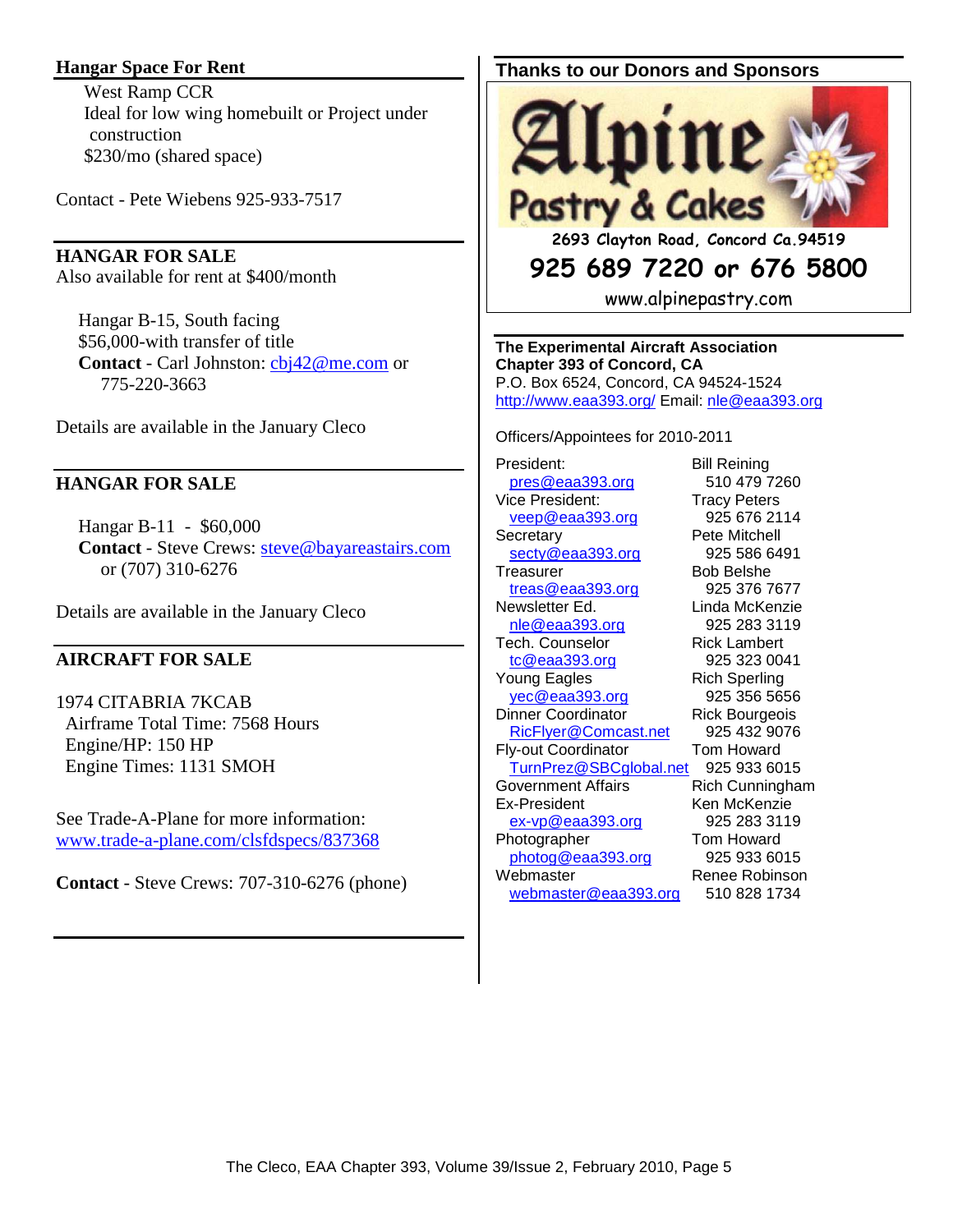## Hangar Space For Rent

West Ramp CCR
Ideal for low wing homebuilt or Project under construction
$230/mo (shared space)

Contact - Pete Wiebens 925-933-7517

## HANGAR FOR SALE

Also available for rent at $400/month

Hangar B-15, South facing
$56,000-with transfer of title
**Contact** - Carl Johnston: cbj42@me.com or 775-220-3663

Details are available in the January Cleco

## HANGAR FOR SALE

Hangar B-11 - $60,000
**Contact** - Steve Crews: steve@bayareastairs.com or (707) 310-6276

Details are available in the January Cleco

## AIRCRAFT FOR SALE

1974 CITABRIA 7KCAB
Airframe Total Time: 7568 Hours
Engine/HP: 150 HP
Engine Times: 1131 SMOH

See Trade-A-Plane for more information:
www.trade-a-plane.com/clsfdspecs/837368

**Contact** - Steve Crews: 707-310-6276 (phone)

## Thanks to our Donors and Sponsors

Alpine Pastry & Cakes
2693 Clayton Road, Concord Ca.94519
925 689 7220 or 676 5800
www.alpinepastry.com

**The Experimental Aircraft Association**
**Chapter 393 of Concord, CA**
P.O. Box 6524, Concord, CA 94524-1524
http://www.eaa393.org/ Email: nle@eaa393.org

Officers/Appointees for 2010-2011

| | |
|---|---|
| President: pres@eaa393.org | Bill Reining 510 479 7260 |
| Vice President: veep@eaa393.org | Tracy Peters 925 676 2114 |
| Secretary secty@eaa393.org | Pete Mitchell 925 586 6491 |
| Treasurer treas@eaa393.org | Bob Belshe 925 376 7677 |
| Newsletter Ed. nle@eaa393.org | Linda McKenzie 925 283 3119 |
| Tech. Counselor tc@eaa393.org | Rick Lambert 925 323 0041 |
| Young Eagles yec@eaa393.org | Rich Sperling 925 356 5656 |
| Dinner Coordinator RicFlyer@Comcast.net | Rick Bourgeois 925 432 9076 |
| Fly-out Coordinator TurnPrez@SBCglobal.net | Tom Howard 925 933 6015 |
| Government Affairs | Rich Cunningham |
| Ex-President ex-vp@eaa393.org | Ken McKenzie 925 283 3119 |
| Photographer photog@eaa393.org | Tom Howard 925 933 6015 |
| Webmaster webmaster@eaa393.org | Renee Robinson 510 828 1734 |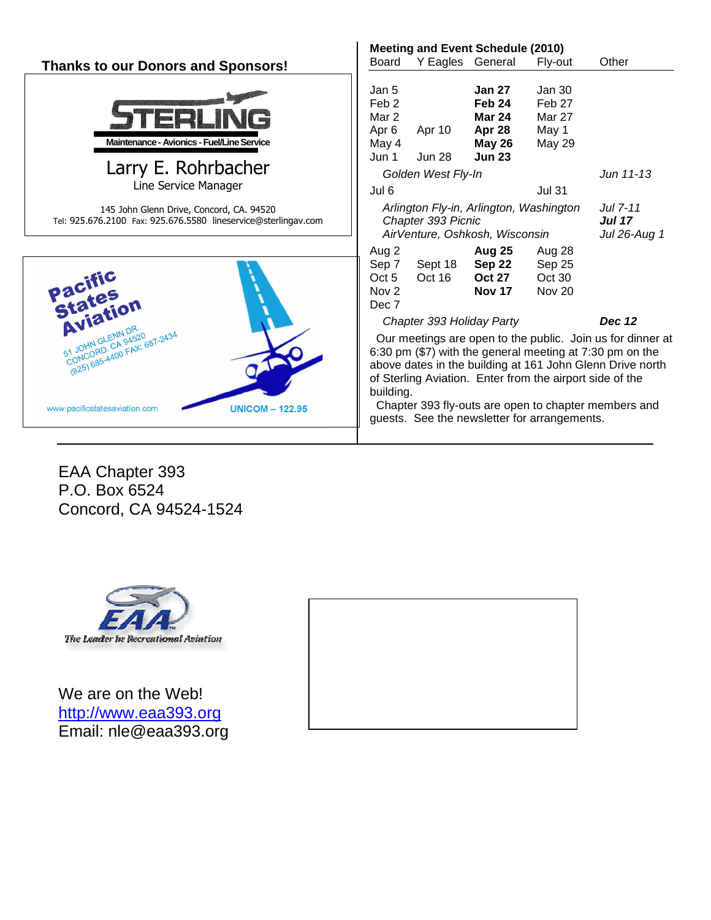## Thanks to our Donors and Sponsors!

**STERLING**

Maintenance - Avionics - Fuel/Line Service

Larry E. Rohrbacher

Line Service Manager

145 John Glenn Drive, Concord, CA. 94520

Tel: 925.676.2100 Fax: 925.676.5580 lineservice@sterlingav.com

**Pacific States Aviation**

51 JOHN GLENN DR. CONCORD, CA 94520 (925) 685-4400 FAX: 687-2434

www.pacificstatesaviation.com

UNICOM – 122.95

## Meeting and Event Schedule (2010)

| Board | Y Eagles | General | Fly-out | Other |
|---|---|---|---|---|
| Jan 5 | | **Jan 27** | Jan 30 | |
| Feb 2 | | **Feb 24** | Feb 27 | |
| Mar 2 | | **Mar 24** | Mar 27 | |
| Apr 6 | Apr 10 | **Apr 28** | May 1 | |
| May 4 | | **May 26** | May 29 | |
| Jun 1 | Jun 28 | **Jun 23** | | |
| *Golden West Fly-In* | | | | *Jun 11-13* |
| Jul 6 | | | Jul 31 | |
| *Arlington Fly-in, Arlington, Washington* | | | | *Jul 7-11* |
| *Chapter 393 Picnic* | | | | ***Jul 17*** |
| *AirVenture, Oshkosh, Wisconsin* | | | | *Jul 26-Aug 1* |
| Aug 2 | | **Aug 25** | Aug 28 | |
| Sep 7 | Sept 18 | **Sep 22** | Sep 25 | |
| Oct 5 | Oct 16 | **Oct 27** | Oct 30 | |
| Nov 2 | | **Nov 17** | Nov 20 | |
| Dec 7 | | | | |
| *Chapter 393 Holiday Party* | | | | ***Dec 12*** |

Our meetings are open to the public. Join us for dinner at 6:30 pm ($7) with the general meeting at 7:30 pm on the above dates in the building at 161 John Glenn Drive north of Sterling Aviation. Enter from the airport side of the building.

Chapter 393 fly-outs are open to chapter members and guests. See the newsletter for arrangements.

EAA Chapter 393
P.O. Box 6524
Concord, CA 94524-1524

EAA
*The Leader in Recreational Aviation*

We are on the Web!
http://www.eaa393.org
Email: nle@eaa393.org